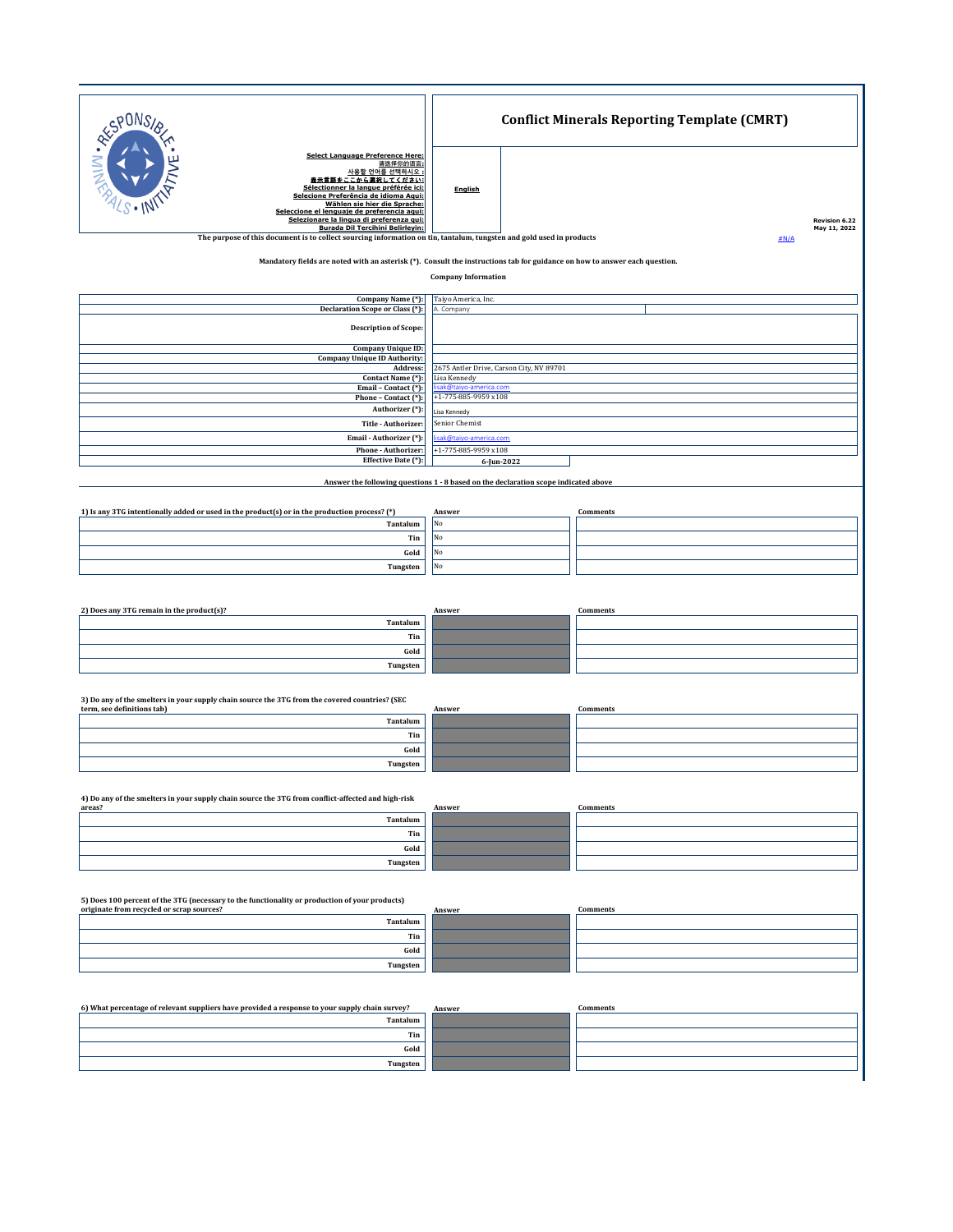# Conflict Minerals Reporting Template (CMRT)

Select Language Preference Here:
请选择你的语言:
사용할 언어를 선택하시오 :
表示言語をここから選択してください:
Sélectionner la langue préférée ici:
Selecione Preferência de idioma Aqui:
Wählen sie hier die Sprache:
Seleccione el lenguaje de preferencia aqui:
Selezionare la lingua di preferenza qui:
Burada Dil Tercihini Belirleyin:

**English**

Revision 6.22
May 11, 2022

The purpose of this document is to collect sourcing information on tin, tantalum, tungsten and gold used in products

#N/A

Mandatory fields are noted with an asterisk (*). Consult the instructions tab for guidance on how to answer each question.

**Company Information**

| | |
|---|---|
| Company Name (*): | Taiyo America, Inc. |
| Declaration Scope or Class (*): | A. Company |
| Description of Scope: | |
| Company Unique ID: | |
| Company Unique ID Authority: | |
| Address: | 2675 Antler Drive, Carson City, NV 89701 |
| Contact Name (*): | Lisa Kennedy |
| Email – Contact (*): | lisak@taiyo-america.com |
| Phone – Contact (*): | +1-775-885-9959 x108 |
| Authorizer (*): | Lisa Kennedy |
| Title - Authorizer: | Senior Chemist |
| Email - Authorizer (*): | lisak@taiyo-america.com |
| Phone - Authorizer: | +1-775-885-9959 x108 |
| Effective Date (*): | 6-Jun-2022 |

**Answer the following questions 1 - 8 based on the declaration scope indicated above**

| 1) Is any 3TG intentionally added or used in the product(s) or in the production process? (*) | Answer | Comments |
|---|---|---|
| Tantalum | No | |
| Tin | No | |
| Gold | No | |
| Tungsten | No | |

| 2) Does any 3TG remain in the product(s)? | Answer | Comments |
|---|---|---|
| Tantalum | | |
| Tin | | |
| Gold | | |
| Tungsten | | |

| 3) Do any of the smelters in your supply chain source the 3TG from the covered countries? (SEC term, see definitions tab) | Answer | Comments |
|---|---|---|
| Tantalum | | |
| Tin | | |
| Gold | | |
| Tungsten | | |

| 4) Do any of the smelters in your supply chain source the 3TG from conflict-affected and high-risk areas? | Answer | Comments |
|---|---|---|
| Tantalum | | |
| Tin | | |
| Gold | | |
| Tungsten | | |

| 5) Does 100 percent of the 3TG (necessary to the functionality or production of your products) originate from recycled or scrap sources? | Answer | Comments |
|---|---|---|
| Tantalum | | |
| Tin | | |
| Gold | | |
| Tungsten | | |

| 6) What percentage of relevant suppliers have provided a response to your supply chain survey? | Answer | Comments |
|---|---|---|
| Tantalum | | |
| Tin | | |
| Gold | | |
| Tungsten | | |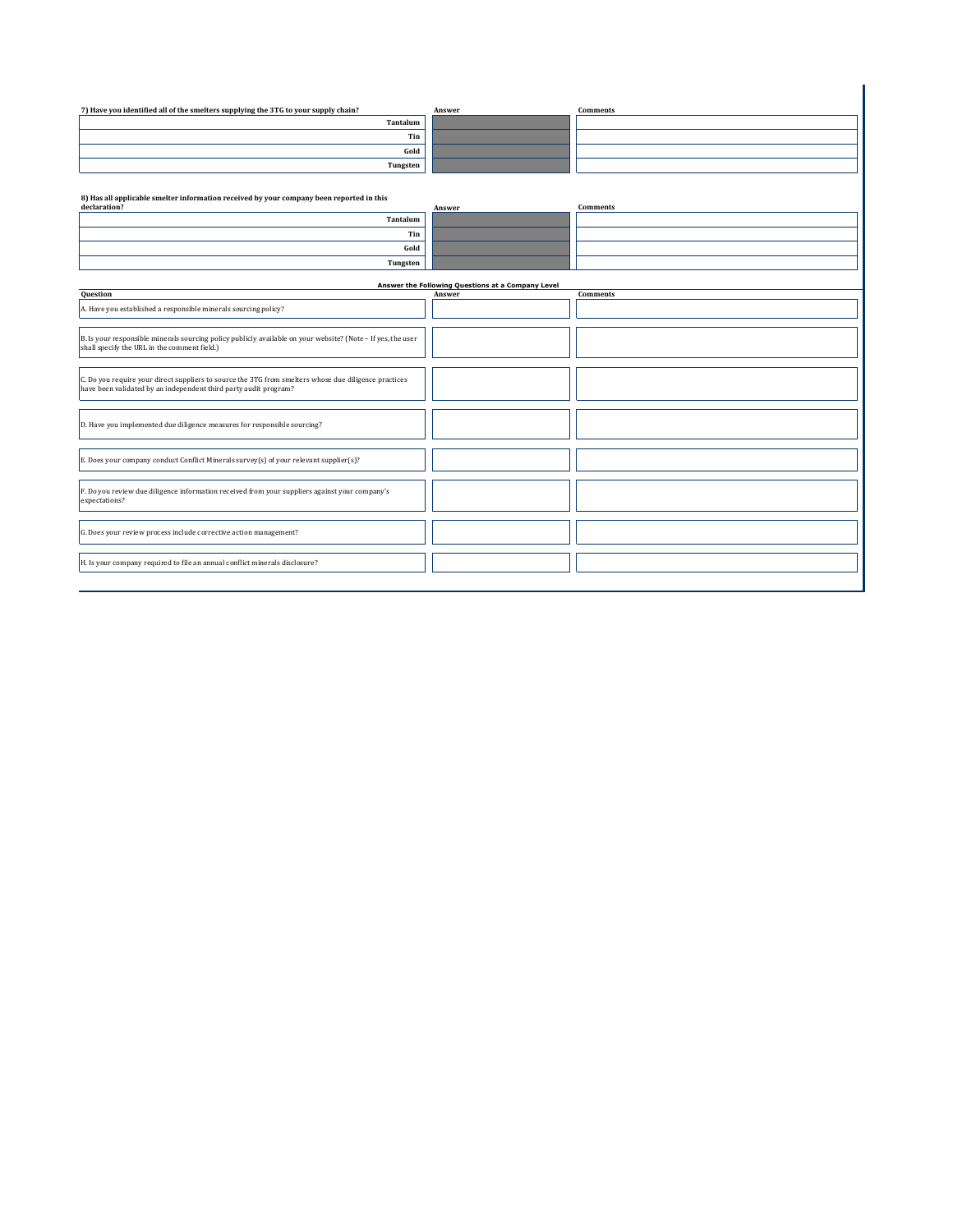| 7) Have you identified all of the smelters supplying the 3TG to your supply chain? | Answer | Comments |
|---|---|---|
| Tantalum | | |
| Tin | | |
| Gold | | |
| Tungsten | | |

| 8) Has all applicable smelter information received by your company been reported in this declaration? | Answer | Comments |
|---|---|---|
| Tantalum | | |
| Tin | | |
| Gold | | |
| Tungsten | | |

**Answer the Following Questions at a Company Level**

| Question | Answer | Comments |
|---|---|---|
| A. Have you established a responsible minerals sourcing policy? | | |
| B. Is your responsible minerals sourcing policy publicly available on your website? (Note – If yes, the user shall specify the URL in the comment field.) | | |
| C. Do you require your direct suppliers to source the 3TG from smelters whose due diligence practices have been validated by an independent third party audit program? | | |
| D. Have you implemented due diligence measures for responsible sourcing? | | |
| E. Does your company conduct Conflict Minerals survey(s) of your relevant supplier(s)? | | |
| F. Do you review due diligence information received from your suppliers against your company's expectations? | | |
| G. Does your review process include corrective action management? | | |
| H. Is your company required to file an annual conflict minerals disclosure? | | |